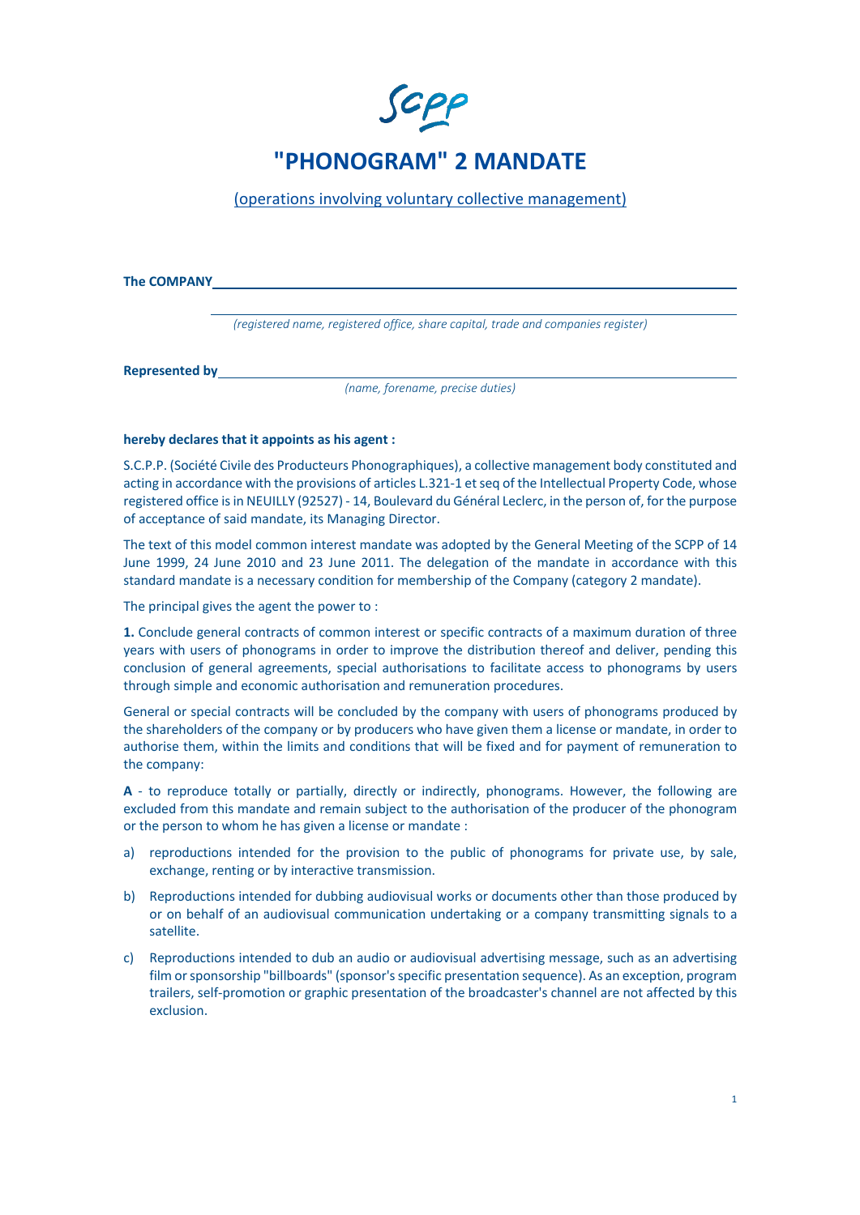# "PHONOGRAM" 2 MANDATE

(operations involving voluntary collective management)

**The COMPANY** ______________________________________________

______________________________________________

*(registered name, registered office, share capital, trade and companies register)*

**Represented by** ______________________________________________

*(name, forename, precise duties)*

**hereby declares that it appoints as his agent :**

S.C.P.P. (Société Civile des Producteurs Phonographiques), a collective management body constituted and acting in accordance with the provisions of articles L.321-1 et seq of the Intellectual Property Code, whose registered office is in NEUILLY (92527) - 14, Boulevard du Général Leclerc, in the person of, for the purpose of acceptance of said mandate, its Managing Director.

The text of this model common interest mandate was adopted by the General Meeting of the SCPP of 14 June 1999, 24 June 2010 and 23 June 2011. The delegation of the mandate in accordance with this standard mandate is a necessary condition for membership of the Company (category 2 mandate).

The principal gives the agent the power to :

**1.** Conclude general contracts of common interest or specific contracts of a maximum duration of three years with users of phonograms in order to improve the distribution thereof and deliver, pending this conclusion of general agreements, special authorisations to facilitate access to phonograms by users through simple and economic authorisation and remuneration procedures.

General or special contracts will be concluded by the company with users of phonograms produced by the shareholders of the company or by producers who have given them a license or mandate, in order to authorise them, within the limits and conditions that will be fixed and for payment of remuneration to the company:

**A** - to reproduce totally or partially, directly or indirectly, phonograms. However, the following are excluded from this mandate and remain subject to the authorisation of the producer of the phonogram or the person to whom he has given a license or mandate :

a) reproductions intended for the provision to the public of phonograms for private use, by sale, exchange, renting or by interactive transmission.

b) Reproductions intended for dubbing audiovisual works or documents other than those produced by or on behalf of an audiovisual communication undertaking or a company transmitting signals to a satellite.

c) Reproductions intended to dub an audio or audiovisual advertising message, such as an advertising film or sponsorship "billboards" (sponsor's specific presentation sequence). As an exception, program trailers, self-promotion or graphic presentation of the broadcaster's channel are not affected by this exclusion.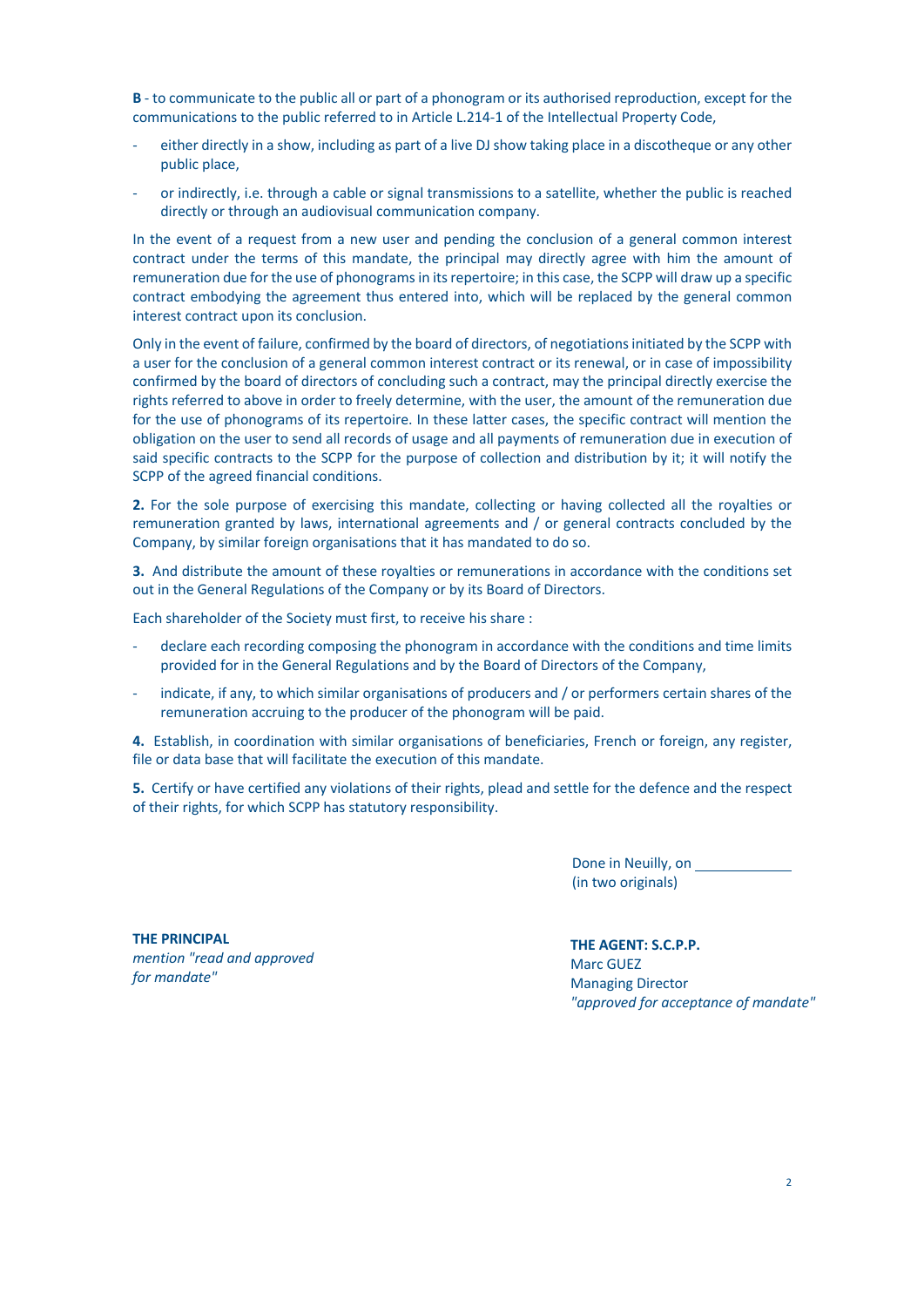**B** - to communicate to the public all or part of a phonogram or its authorised reproduction, except for the communications to the public referred to in Article L.214-1 of the Intellectual Property Code,

- either directly in a show, including as part of a live DJ show taking place in a discotheque or any other public place,
- or indirectly, i.e. through a cable or signal transmissions to a satellite, whether the public is reached directly or through an audiovisual communication company.

In the event of a request from a new user and pending the conclusion of a general common interest contract under the terms of this mandate, the principal may directly agree with him the amount of remuneration due for the use of phonograms in its repertoire; in this case, the SCPP will draw up a specific contract embodying the agreement thus entered into, which will be replaced by the general common interest contract upon its conclusion.

Only in the event of failure, confirmed by the board of directors, of negotiations initiated by the SCPP with a user for the conclusion of a general common interest contract or its renewal, or in case of impossibility confirmed by the board of directors of concluding such a contract, may the principal directly exercise the rights referred to above in order to freely determine, with the user, the amount of the remuneration due for the use of phonograms of its repertoire. In these latter cases, the specific contract will mention the obligation on the user to send all records of usage and all payments of remuneration due in execution of said specific contracts to the SCPP for the purpose of collection and distribution by it; it will notify the SCPP of the agreed financial conditions.

**2.** For the sole purpose of exercising this mandate, collecting or having collected all the royalties or remuneration granted by laws, international agreements and / or general contracts concluded by the Company, by similar foreign organisations that it has mandated to do so.

**3.** And distribute the amount of these royalties or remunerations in accordance with the conditions set out in the General Regulations of the Company or by its Board of Directors.

Each shareholder of the Society must first, to receive his share :

- declare each recording composing the phonogram in accordance with the conditions and time limits provided for in the General Regulations and by the Board of Directors of the Company,
- indicate, if any, to which similar organisations of producers and / or performers certain shares of the remuneration accruing to the producer of the phonogram will be paid.

**4.** Establish, in coordination with similar organisations of beneficiaries, French or foreign, any register, file or data base that will facilitate the execution of this mandate.

**5.** Certify or have certified any violations of their rights, plead and settle for the defence and the respect of their rights, for which SCPP has statutory responsibility.

Done in Neuilly, on ____________
(in two originals)

**THE PRINCIPAL**
*mention "read and approved for mandate"*

**THE AGENT: S.C.P.P.**
Marc GUEZ
Managing Director
*"approved for acceptance of mandate"*